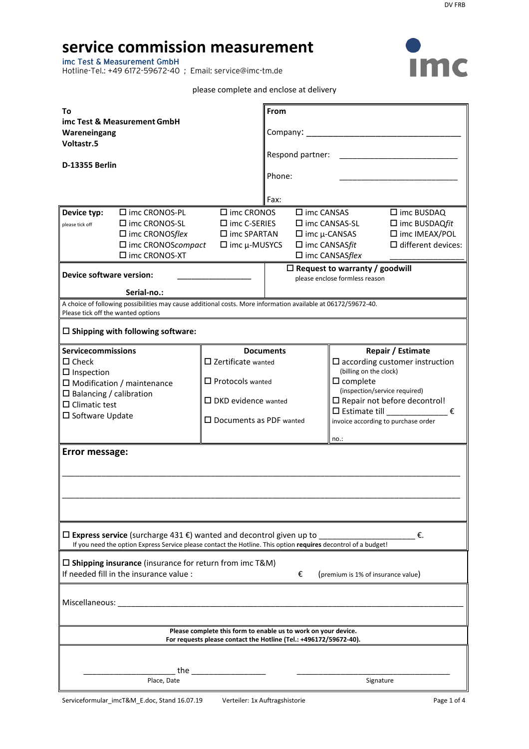DV FRB

# service commission measurement

imc Test & Measurement GmbH
Hotline-Tel.: +49 6172-59672-40 ; Email: service@imc-tm.de

please complete and enclose at delivery

| **To**<br>**imc Test & Measurement GmbH**<br>**Wareneingang**<br>**Voltastr.5**<br><br>**D-13355 Berlin** | **From**<br><br>Company: ___________________________________<br><br>Respond partner: ___________________________<br><br>Phone: ___________________________<br><br>Fax: |
|---|---|

**Device typ:** (please tick off)

| | | | |
|---|---|---|---|
| ☐ imc CRONOS-PL | ☐ imc CRONOS | ☐ imc CANSAS | ☐ imc BUSDAQ |
| ☐ imc CRONOS-SL | ☐ imc C-SERIES | ☐ imc CANSAS-SL | ☐ imc BUSDAQ*fit* |
| ☐ imc CRONOS*flex* | ☐ imc SPARTAN | ☐ imc µ-CANSAS | ☐ imc IMEAX/POL |
| ☐ imc CRONOS*compact* | ☐ imc µ-MUSYCS | ☐ imc CANSAS*fit* | ☐ different devices: |
| ☐ imc CRONOS-XT | | ☐ imc CANSAS*flex* | _______________ |

**Device software version:** _________________

**Serial-no.:**

☐ **Request to warranty / goodwill**
please enclose formless reason

A choice of following possibilities may cause additional costs. More information available at 06172/59672-40.
Please tick off the wanted options

☐ **Shipping with following software:**

| **Servicecommissions** | **Documents** | **Repair / Estimate** |
|---|---|---|
| ☐ Check | ☐ Zertificate wanted | ☐ according customer instruction (billing on the clock) |
| ☐ Inspection | ☐ Protocols wanted | ☐ complete (inspection/service required) |
| ☐ Modification / maintenance | ☐ DKD evidence wanted | ☐ Repair not before decontrol! |
| ☐ Balancing / calibration | ☐ Documents as PDF wanted | ☐ Estimate till ______________ € |
| ☐ Climatic test | | invoice according to purchase order no.: |
| ☐ Software Update | | |

**Error message:**

_____________________________________________________________________________

_____________________________________________________________________________

☐ **Express service** (surcharge 431 €) wanted and decontrol given up to _____________________ €.
If you need the option Express Service please contact the Hotline. This option **requires** decontrol of a budget!

☐ **Shipping insurance** (insurance for return from imc T&M)
If needed fill in the insurance value : € (premium is 1% of insurance value)

Miscellaneous: ___________________________________________________________________

**Please complete this form to enable us to work on your device.**
**For requests please contact the Hotline (Tel.: +496172/59672-40).**

_____________________ the _________________ ____________________________________
Place, Date Signature

Serviceformular_imcT&M_E.doc, Stand 16.07.19 Verteiler: 1x Auftragshistorie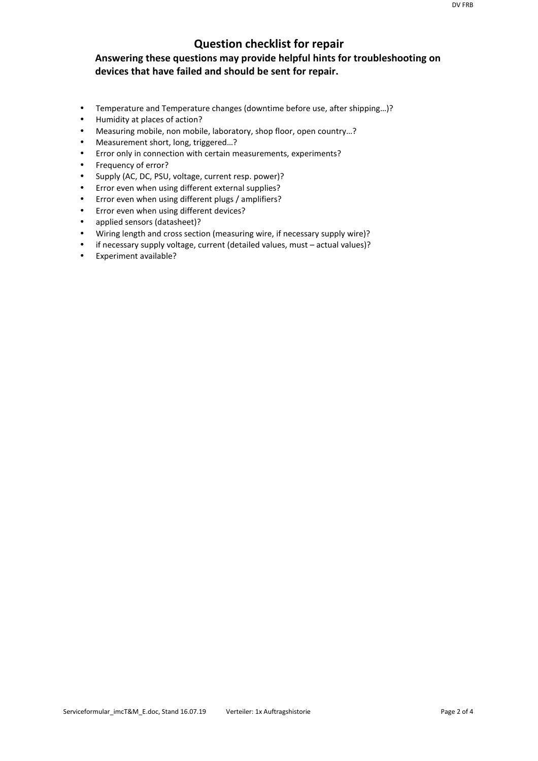# Question checklist for repair

**Answering these questions may provide helpful hints for troubleshooting on devices that have failed and should be sent for repair.**

- Temperature and Temperature changes (downtime before use, after shipping…)?
- Humidity at places of action?
- Measuring mobile, non mobile, laboratory, shop floor, open country…?
- Measurement short, long, triggered…?
- Error only in connection with certain measurements, experiments?
- Frequency of error?
- Supply (AC, DC, PSU, voltage, current resp. power)?
- Error even when using different external supplies?
- Error even when using different plugs / amplifiers?
- Error even when using different devices?
- applied sensors (datasheet)?
- Wiring length and cross section (measuring wire, if necessary supply wire)?
- if necessary supply voltage, current (detailed values, must – actual values)?
- Experiment available?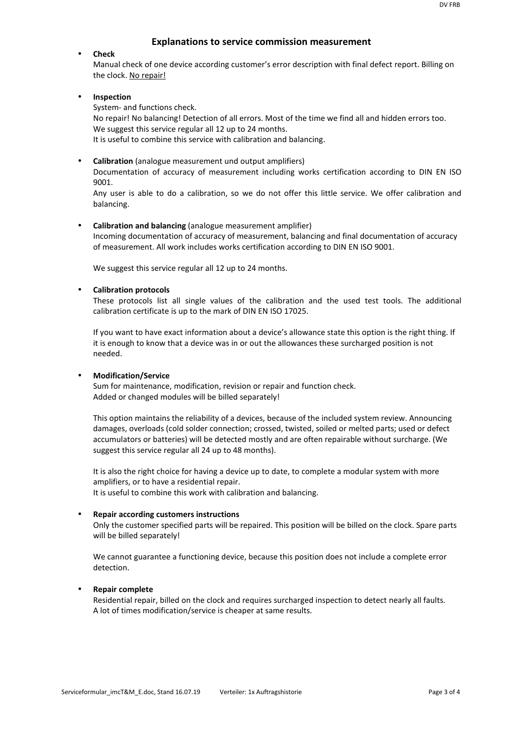## Explanations to service commission measurement

- **Check**
  Manual check of one device according customer's error description with final defect report. Billing on the clock. No repair!

- **Inspection**
  System- and functions check.
  No repair! No balancing! Detection of all errors. Most of the time we find all and hidden errors too.
  We suggest this service regular all 12 up to 24 months.
  It is useful to combine this service with calibration and balancing.

- **Calibration** (analogue measurement und output amplifiers)
  Documentation of accuracy of measurement including works certification according to DIN EN ISO 9001.
  Any user is able to do a calibration, so we do not offer this little service. We offer calibration and balancing.

- **Calibration and balancing** (analogue measurement amplifier)
  Incoming documentation of accuracy of measurement, balancing and final documentation of accuracy of measurement. All work includes works certification according to DIN EN ISO 9001.

  We suggest this service regular all 12 up to 24 months.

- **Calibration protocols**
  These protocols list all single values of the calibration and the used test tools. The additional calibration certificate is up to the mark of DIN EN ISO 17025.

  If you want to have exact information about a device's allowance state this option is the right thing. If it is enough to know that a device was in or out the allowances these surcharged position is not needed.

- **Modification/Service**
  Sum for maintenance, modification, revision or repair and function check.
  Added or changed modules will be billed separately!

  This option maintains the reliability of a devices, because of the included system review. Announcing damages, overloads (cold solder connection; crossed, twisted, soiled or melted parts; used or defect accumulators or batteries) will be detected mostly and are often repairable without surcharge. (We suggest this service regular all 24 up to 48 months).

  It is also the right choice for having a device up to date, to complete a modular system with more amplifiers, or to have a residential repair.
  It is useful to combine this work with calibration and balancing.

- **Repair according customers instructions**
  Only the customer specified parts will be repaired. This position will be billed on the clock. Spare parts will be billed separately!

  We cannot guarantee a functioning device, because this position does not include a complete error detection.

- **Repair complete**
  Residential repair, billed on the clock and requires surcharged inspection to detect nearly all faults.
  A lot of times modification/service is cheaper at same results.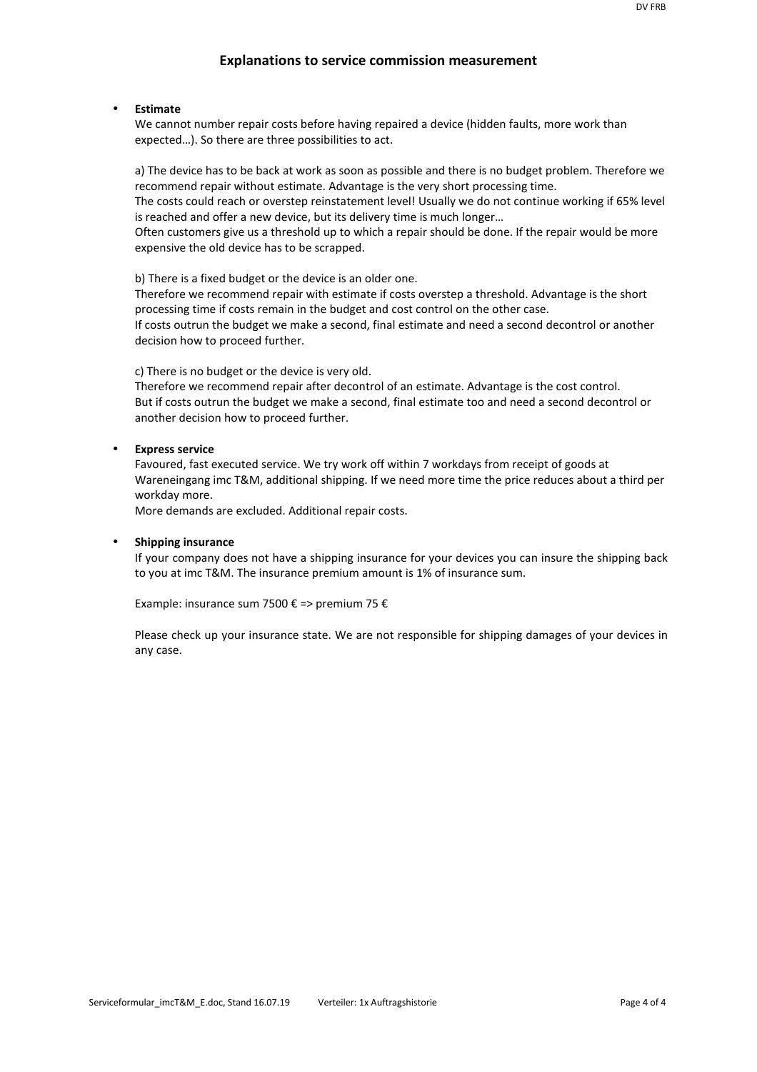## Explanations to service commission measurement

- **Estimate**

  We cannot number repair costs before having repaired a device (hidden faults, more work than expected…). So there are three possibilities to act.

  a) The device has to be back at work as soon as possible and there is no budget problem. Therefore we recommend repair without estimate. Advantage is the very short processing time.
  The costs could reach or overstep reinstatement level! Usually we do not continue working if 65% level is reached and offer a new device, but its delivery time is much longer…
  Often customers give us a threshold up to which a repair should be done. If the repair would be more expensive the old device has to be scrapped.

  b) There is a fixed budget or the device is an older one.
  Therefore we recommend repair with estimate if costs overstep a threshold. Advantage is the short processing time if costs remain in the budget and cost control on the other case.
  If costs outrun the budget we make a second, final estimate and need a second decontrol or another decision how to proceed further.

  c) There is no budget or the device is very old.
  Therefore we recommend repair after decontrol of an estimate. Advantage is the cost control.
  But if costs outrun the budget we make a second, final estimate too and need a second decontrol or another decision how to proceed further.

- **Express service**

  Favoured, fast executed service. We try work off within 7 workdays from receipt of goods at Wareneingang imc T&M, additional shipping. If we need more time the price reduces about a third per workday more.
  More demands are excluded. Additional repair costs.

- **Shipping insurance**

  If your company does not have a shipping insurance for your devices you can insure the shipping back to you at imc T&M. The insurance premium amount is 1% of insurance sum.

  Example: insurance sum 7500 € => premium 75 €

  Please check up your insurance state. We are not responsible for shipping damages of your devices in any case.